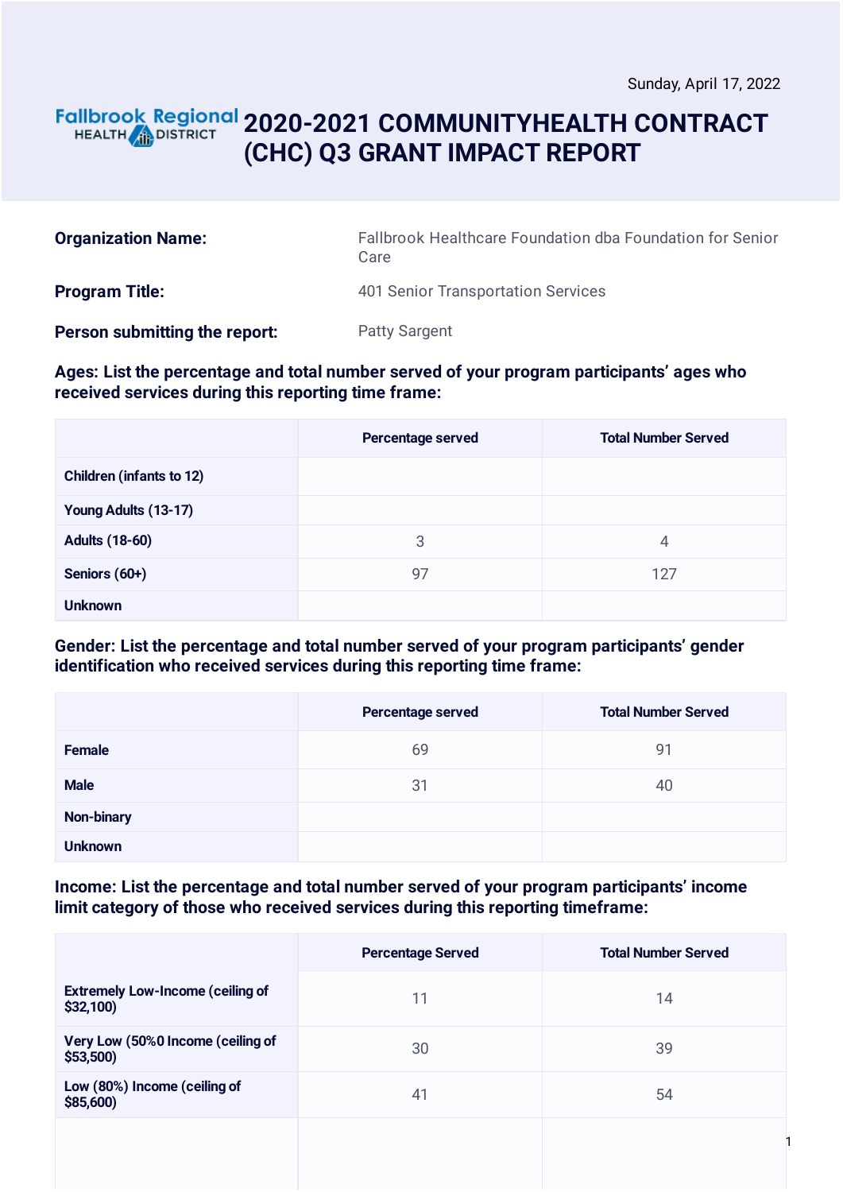Sunday, April 17, 2022

# 2020-2021 COMMUNITYHEALTH CONTRACT (CHC) Q3 GRANT IMPACT REPORT

| | |
|---|---|
| **Organization Name:** | Fallbrook Healthcare Foundation dba Foundation for Senior Care |
| **Program Title:** | 401 Senior Transportation Services |
| **Person submitting the report:** | Patty Sargent |

**Ages: List the percentage and total number served of your program participants' ages who received services during this reporting time frame:**

| | Percentage served | Total Number Served |
|---|---|---|
| **Children (infants to 12)** | | |
| **Young Adults (13-17)** | | |
| **Adults (18-60)** | 3 | 4 |
| **Seniors (60+)** | 97 | 127 |
| **Unknown** | | |

**Gender: List the percentage and total number served of your program participants' gender identification who received services during this reporting time frame:**

| | Percentage served | Total Number Served |
|---|---|---|
| **Female** | 69 | 91 |
| **Male** | 31 | 40 |
| **Non-binary** | | |
| **Unknown** | | |

**Income: List the percentage and total number served of your program participants' income limit category of those who received services during this reporting timeframe:**

| | Percentage Served | Total Number Served |
|---|---|---|
| **Extremely Low-Income (ceiling of $32,100)** | 11 | 14 |
| **Very Low (50%0 Income (ceiling of $53,500)** | 30 | 39 |
| **Low (80%) Income (ceiling of $85,600)** | 41 | 54 |
| | | |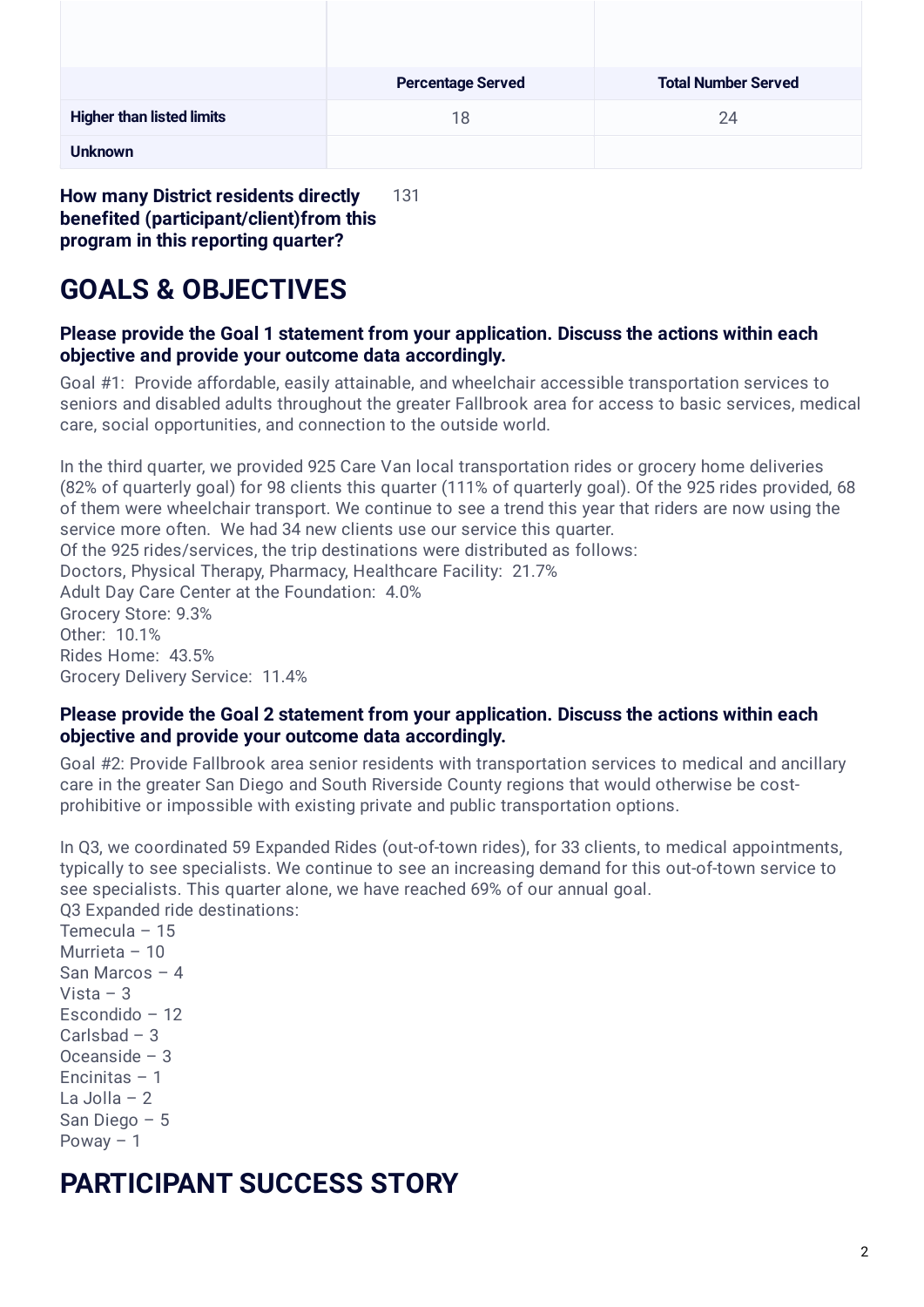| | Percentage Served | Total Number Served |
| --- | --- | --- |
| Higher than listed limits | 18 | 24 |
| Unknown | | |

**How many District residents directly benefited (participant/client)from this program in this reporting quarter?** 131

# GOALS & OBJECTIVES

### Please provide the Goal 1 statement from your application. Discuss the actions within each objective and provide your outcome data accordingly.

Goal #1: Provide affordable, easily attainable, and wheelchair accessible transportation services to seniors and disabled adults throughout the greater Fallbrook area for access to basic services, medical care, social opportunities, and connection to the outside world.

In the third quarter, we provided 925 Care Van local transportation rides or grocery home deliveries (82% of quarterly goal) for 98 clients this quarter (111% of quarterly goal). Of the 925 rides provided, 68 of them were wheelchair transport. We continue to see a trend this year that riders are now using the service more often. We had 34 new clients use our service this quarter.
Of the 925 rides/services, the trip destinations were distributed as follows:
Doctors, Physical Therapy, Pharmacy, Healthcare Facility: 21.7%
Adult Day Care Center at the Foundation: 4.0%
Grocery Store: 9.3%
Other: 10.1%
Rides Home: 43.5%
Grocery Delivery Service: 11.4%

### Please provide the Goal 2 statement from your application. Discuss the actions within each objective and provide your outcome data accordingly.

Goal #2: Provide Fallbrook area senior residents with transportation services to medical and ancillary care in the greater San Diego and South Riverside County regions that would otherwise be cost-prohibitive or impossible with existing private and public transportation options.

In Q3, we coordinated 59 Expanded Rides (out-of-town rides), for 33 clients, to medical appointments, typically to see specialists. We continue to see an increasing demand for this out-of-town service to see specialists. This quarter alone, we have reached 69% of our annual goal.
Q3 Expanded ride destinations:
Temecula – 15
Murrieta – 10
San Marcos – 4
Vista – 3
Escondido – 12
Carlsbad – 3
Oceanside – 3
Encinitas – 1
La Jolla – 2
San Diego – 5
Poway – 1

# PARTICIPANT SUCCESS STORY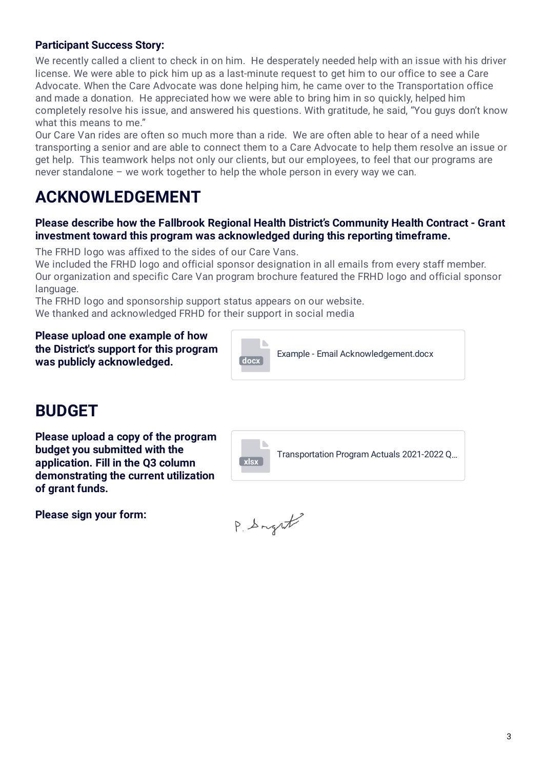**Participant Success Story:**

We recently called a client to check in on him. He desperately needed help with an issue with his driver license. We were able to pick him up as a last-minute request to get him to our office to see a Care Advocate. When the Care Advocate was done helping him, he came over to the Transportation office and made a donation. He appreciated how we were able to bring him in so quickly, helped him completely resolve his issue, and answered his questions. With gratitude, he said, "You guys don't know what this means to me."

Our Care Van rides are often so much more than a ride. We are often able to hear of a need while transporting a senior and are able to connect them to a Care Advocate to help them resolve an issue or get help. This teamwork helps not only our clients, but our employees, to feel that our programs are never standalone – we work together to help the whole person in every way we can.

# ACKNOWLEDGEMENT

**Please describe how the Fallbrook Regional Health District's Community Health Contract - Grant investment toward this program was acknowledged during this reporting timeframe.**

The FRHD logo was affixed to the sides of our Care Vans.
We included the FRHD logo and official sponsor designation in all emails from every staff member.
Our organization and specific Care Van program brochure featured the FRHD logo and official sponsor language.
The FRHD logo and sponsorship support status appears on our website.
We thanked and acknowledged FRHD for their support in social media

**Please upload one example of how the District's support for this program was publicly acknowledged.**

docx Example - Email Acknowledgement.docx

# BUDGET

**Please upload a copy of the program budget you submitted with the application. Fill in the Q3 column demonstrating the current utilization of grant funds.**

xlsx Transportation Program Actuals 2021-2022 Q...

**Please sign your form:**

P. Sargent